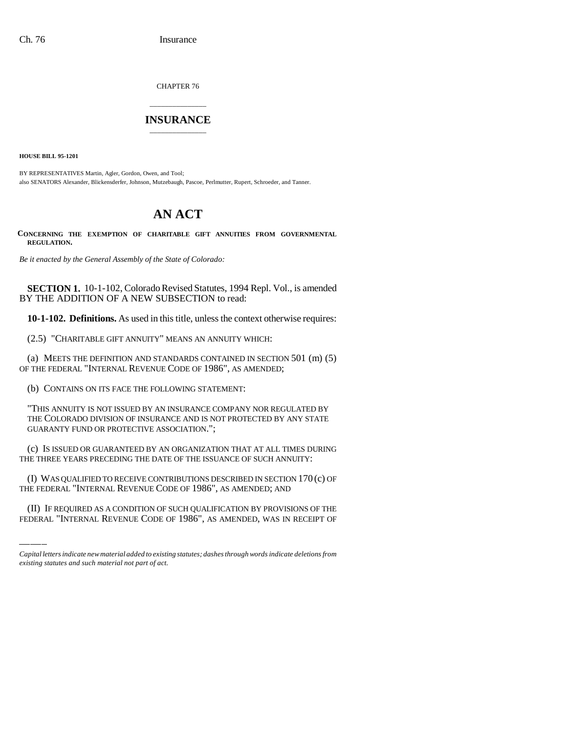CHAPTER 76

# INSURANCE

**HOUSE BILL 95-1201**

BY REPRESENTATIVES Martin, Agler, Gordon, Owen, and Tool;
also SENATORS Alexander, Blickensderfer, Johnson, Mutzebaugh, Pascoe, Perlmutter, Rupert, Schroeder, and Tanner.

# AN ACT

**CONCERNING THE EXEMPTION OF CHARITABLE GIFT ANNUITIES FROM GOVERNMENTAL REGULATION.**

*Be it enacted by the General Assembly of the State of Colorado:*

**SECTION 1.** 10-1-102, Colorado Revised Statutes, 1994 Repl. Vol., is amended BY THE ADDITION OF A NEW SUBSECTION to read:

**10-1-102. Definitions.** As used in this title, unless the context otherwise requires:

(2.5) "CHARITABLE GIFT ANNUITY" MEANS AN ANNUITY WHICH:

(a) MEETS THE DEFINITION AND STANDARDS CONTAINED IN SECTION 501 (m) (5) OF THE FEDERAL "INTERNAL REVENUE CODE OF 1986", AS AMENDED;

(b) CONTAINS ON ITS FACE THE FOLLOWING STATEMENT:

"THIS ANNUITY IS NOT ISSUED BY AN INSURANCE COMPANY NOR REGULATED BY THE COLORADO DIVISION OF INSURANCE AND IS NOT PROTECTED BY ANY STATE GUARANTY FUND OR PROTECTIVE ASSOCIATION.";

(c) IS ISSUED OR GUARANTEED BY AN ORGANIZATION THAT AT ALL TIMES DURING THE THREE YEARS PRECEDING THE DATE OF THE ISSUANCE OF SUCH ANNUITY:

(I) WAS QUALIFIED TO RECEIVE CONTRIBUTIONS DESCRIBED IN SECTION 170 (c) OF THE FEDERAL "INTERNAL REVENUE CODE OF 1986", AS AMENDED; AND

(II) IF REQUIRED AS A CONDITION OF SUCH QUALIFICATION BY PROVISIONS OF THE FEDERAL "INTERNAL REVENUE CODE OF 1986", AS AMENDED, WAS IN RECEIPT OF

*Capital letters indicate new material added to existing statutes; dashes through words indicate deletions from existing statutes and such material not part of act.*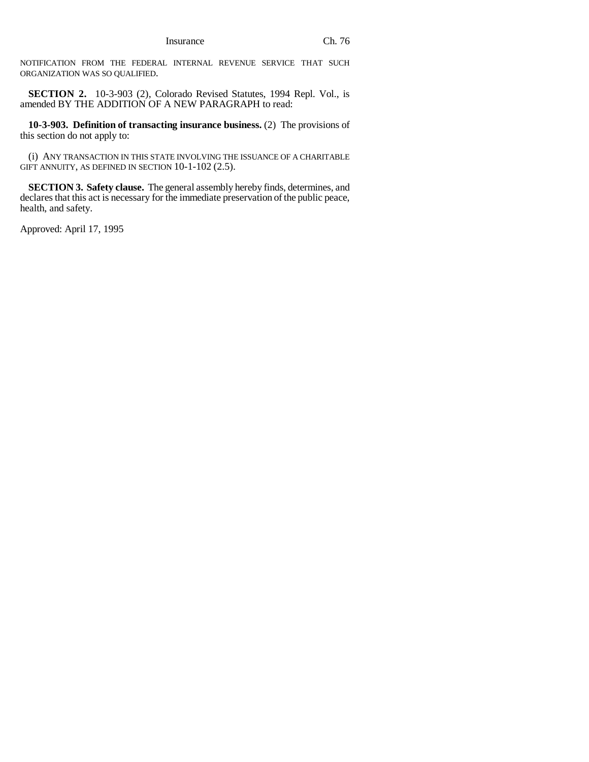NOTIFICATION FROM THE FEDERAL INTERNAL REVENUE SERVICE THAT SUCH ORGANIZATION WAS SO QUALIFIED.

**SECTION 2.** 10-3-903 (2), Colorado Revised Statutes, 1994 Repl. Vol., is amended BY THE ADDITION OF A NEW PARAGRAPH to read:

**10-3-903. Definition of transacting insurance business.** (2) The provisions of this section do not apply to:

(i) ANY TRANSACTION IN THIS STATE INVOLVING THE ISSUANCE OF A CHARITABLE GIFT ANNUITY, AS DEFINED IN SECTION 10-1-102 (2.5).

**SECTION 3. Safety clause.** The general assembly hereby finds, determines, and declares that this act is necessary for the immediate preservation of the public peace, health, and safety.

Approved: April 17, 1995